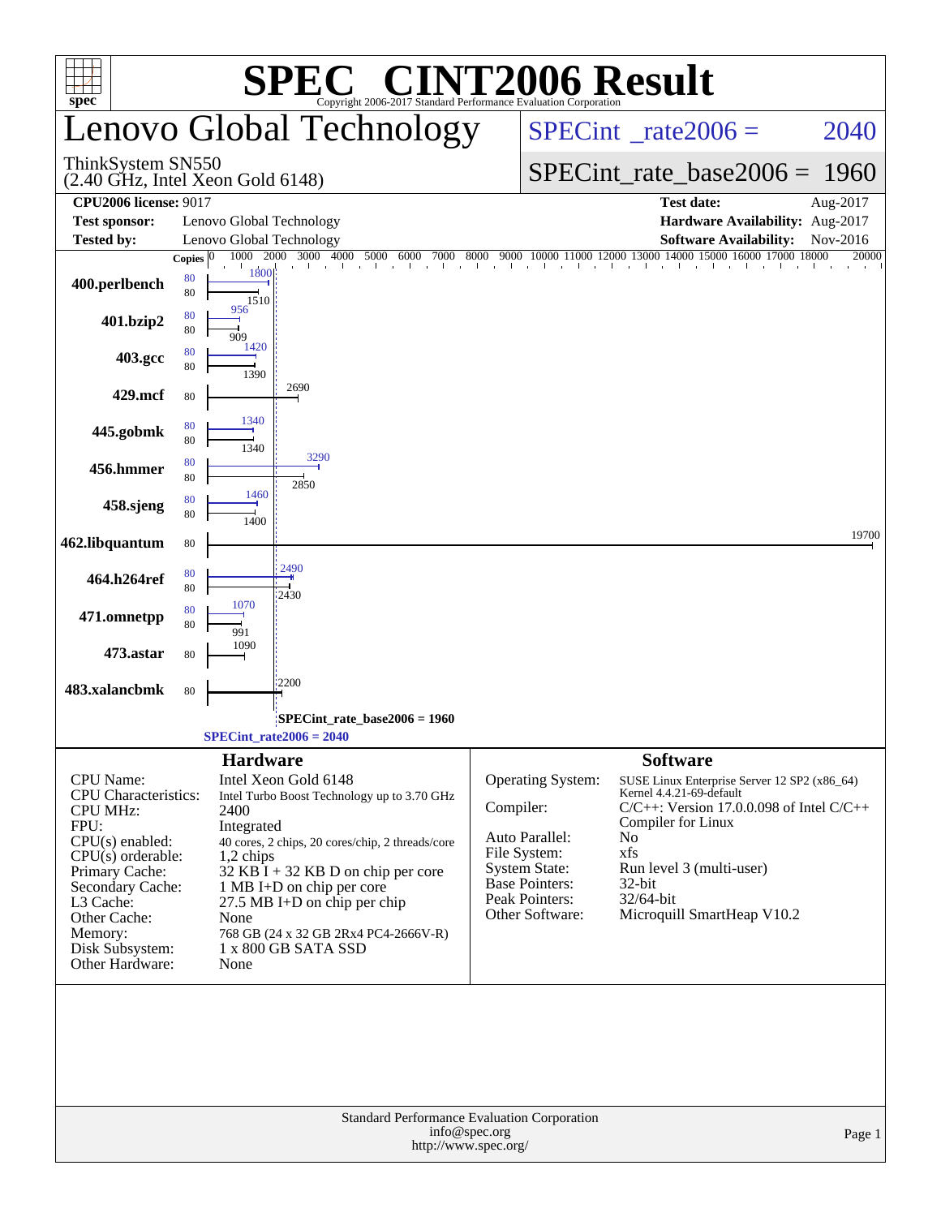# SPEC® CINT2006 Result

Copyright 2006-2017 Standard Performance Evaluation Corporation

## Lenovo Global Technology

ThinkSystem SN550
(2.40 GHz, Intel Xeon Gold 6148)

SPECint_rate2006 = 2040

SPECint_rate_base2006 = 1960

| | | | |
|---|---|---|---|
| **CPU2006 license:** 9017 | | **Test date:** | Aug-2017 |
| **Test sponsor:** | Lenovo Global Technology | **Hardware Availability:** | Aug-2017 |
| **Tested by:** | Lenovo Global Technology | **Software Availability:** | Nov-2016 |

| Benchmark | Copies (peak) | Peak | Copies (base) | Base |
|---|---|---|---|---|
| 400.perlbench | 80 | 1800 | 80 | 1510 |
| 401.bzip2 | 80 | 956 | 80 | 909 |
| 403.gcc | 80 | 1420 | 80 | 1390 |
| 429.mcf | | | 80 | 2690 |
| 445.gobmk | 80 | 1340 | 80 | 1340 |
| 456.hmmer | 80 | 3290 | 80 | 2850 |
| 458.sjeng | 80 | 1460 | 80 | 1400 |
| 462.libquantum | | | 80 | 19700 |
| 464.h264ref | 80 | 2490 | 80 | 2430 |
| 471.omnetpp | 80 | 1070 | 80 | 991 |
| 473.astar | | | 80 | 1090 |
| 483.xalancbmk | | | 80 | 2200 |

SPECint_rate_base2006 = 1960

SPECint_rate2006 = 2040

### Hardware

| | |
|---|---|
| CPU Name: | Intel Xeon Gold 6148 |
| CPU Characteristics: | Intel Turbo Boost Technology up to 3.70 GHz |
| CPU MHz: | 2400 |
| FPU: | Integrated |
| CPU(s) enabled: | 40 cores, 2 chips, 20 cores/chip, 2 threads/core |
| CPU(s) orderable: | 1,2 chips |
| Primary Cache: | 32 KB I + 32 KB D on chip per core |
| Secondary Cache: | 1 MB I+D on chip per core |
| L3 Cache: | 27.5 MB I+D on chip per chip |
| Other Cache: | None |
| Memory: | 768 GB (24 x 32 GB 2Rx4 PC4-2666V-R) |
| Disk Subsystem: | 1 x 800 GB SATA SSD |
| Other Hardware: | None |

### Software

| | |
|---|---|
| Operating System: | SUSE Linux Enterprise Server 12 SP2 (x86_64) Kernel 4.4.21-69-default |
| Compiler: | C/C++: Version 17.0.0.098 of Intel C/C++ Compiler for Linux |
| Auto Parallel: | No |
| File System: | xfs |
| System State: | Run level 3 (multi-user) |
| Base Pointers: | 32-bit |
| Peak Pointers: | 32/64-bit |
| Other Software: | Microquill SmartHeap V10.2 |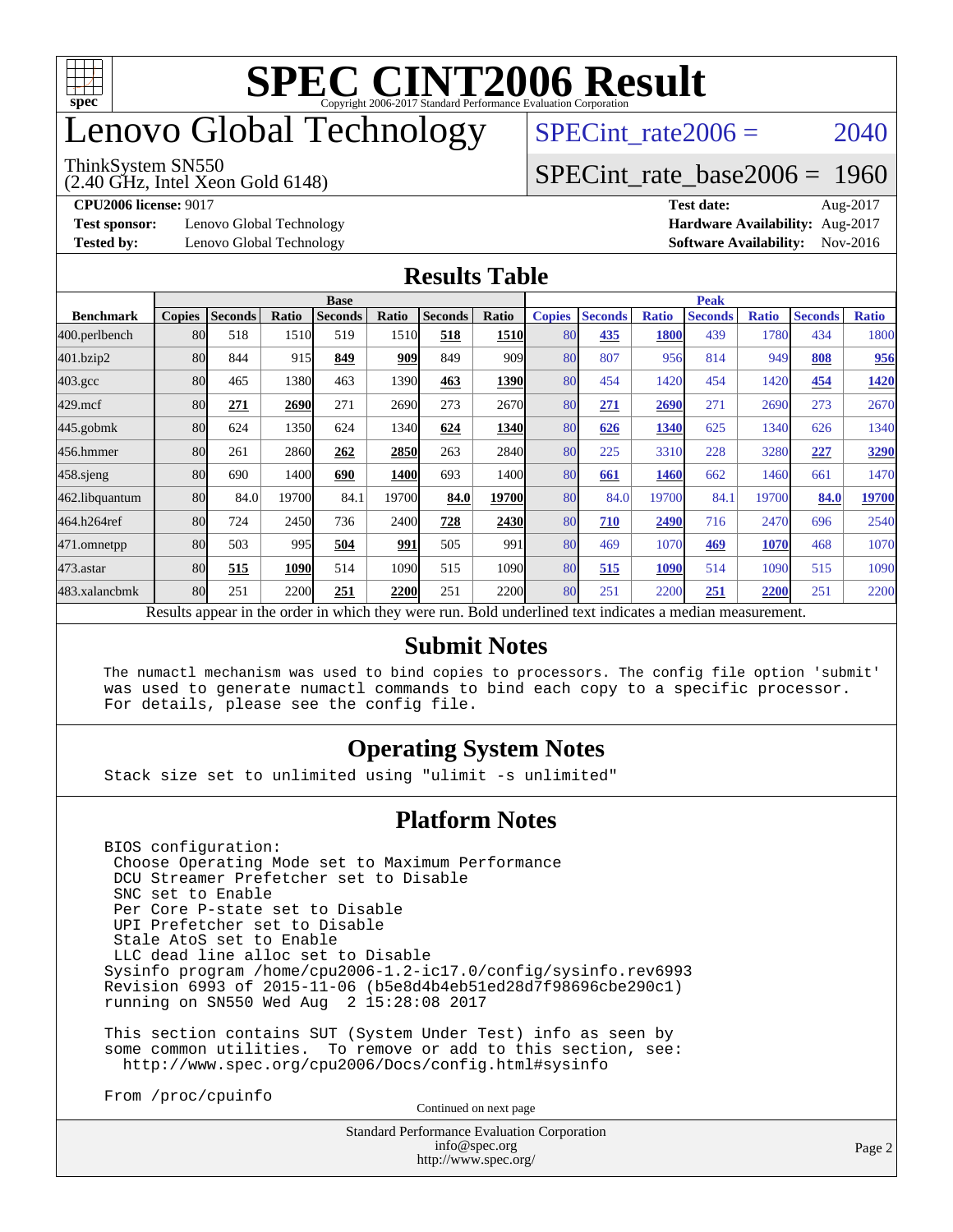# SPEC CINT2006 Result

Copyright 2006-2017 Standard Performance Evaluation Corporation

# Lenovo Global Technology

ThinkSystem SN550
(2.40 GHz, Intel Xeon Gold 6148)

SPECint_rate2006 = 2040

SPECint_rate_base2006 = 1960

**CPU2006 license:** 9017
**Test sponsor:** Lenovo Global Technology
**Tested by:** Lenovo Global Technology

**Test date:** Aug-2017
**Hardware Availability:** Aug-2017
**Software Availability:** Nov-2016

## Results Table

| Benchmark | Base | | | | | | | Peak | | | | | | |
|---|---|---|---|---|---|---|---|---|---|---|---|---|---|---|
| | Copies | Seconds | Ratio | Seconds | Ratio | Seconds | Ratio | Copies | Seconds | Ratio | Seconds | Ratio | Seconds | Ratio |
| 400.perlbench | 80 | 518 | 1510 | 519 | 1510 | **518** | **1510** | 80 | **435** | **1800** | 439 | 1780 | 434 | 1800 |
| 401.bzip2 | 80 | 844 | 915 | **849** | **909** | 849 | 909 | 80 | 807 | 956 | 814 | 949 | **808** | **956** |
| 403.gcc | 80 | 465 | 1380 | 463 | 1390 | **463** | **1390** | 80 | 454 | 1420 | 454 | 1420 | **454** | **1420** |
| 429.mcf | 80 | **271** | **2690** | 271 | 2690 | 273 | 2670 | 80 | **271** | **2690** | 271 | 2690 | 273 | 2670 |
| 445.gobmk | 80 | 624 | 1350 | 624 | 1340 | **624** | **1340** | 80 | **626** | **1340** | 625 | 1340 | 626 | 1340 |
| 456.hmmer | 80 | 261 | 2860 | **262** | **2850** | 263 | 2840 | 80 | 225 | 3310 | 228 | 3280 | **227** | **3290** |
| 458.sjeng | 80 | 690 | 1400 | **690** | **1400** | 693 | 1400 | 80 | **661** | **1460** | 662 | 1460 | 661 | 1470 |
| 462.libquantum | 80 | 84.0 | 19700 | 84.1 | 19700 | **84.0** | **19700** | 80 | 84.0 | 19700 | 84.1 | 19700 | **84.0** | **19700** |
| 464.h264ref | 80 | 724 | 2450 | 736 | 2400 | **728** | **2430** | 80 | **710** | **2490** | 716 | 2470 | 696 | 2540 |
| 471.omnetpp | 80 | 503 | 995 | **504** | **991** | 505 | 991 | 80 | 469 | 1070 | **469** | **1070** | 468 | 1070 |
| 473.astar | 80 | **515** | **1090** | 514 | 1090 | 515 | 1090 | 80 | **515** | **1090** | 514 | 1090 | 515 | 1090 |
| 483.xalancbmk | 80 | 251 | 2200 | **251** | **2200** | 251 | 2200 | 80 | 251 | 2200 | **251** | **2200** | 251 | 2200 |

Results appear in the order in which they were run. Bold underlined text indicates a median measurement.

## Submit Notes

```
The numactl mechanism was used to bind copies to processors. The config file option 'submit'
was used to generate numactl commands to bind each copy to a specific processor.
For details, please see the config file.
```

## Operating System Notes

```
Stack size set to unlimited using "ulimit -s unlimited"
```

## Platform Notes

```
BIOS configuration:
 Choose Operating Mode set to Maximum Performance
 DCU Streamer Prefetcher set to Disable
 SNC set to Enable
 Per Core P-state set to Disable
 UPI Prefetcher set to Disable
 Stale AtoS set to Enable
 LLC dead line alloc set to Disable
Sysinfo program /home/cpu2006-1.2-ic17.0/config/sysinfo.rev6993
Revision 6993 of 2015-11-06 (b5e8d4b4eb51ed28d7f98696cbe290c1)
running on SN550 Wed Aug  2 15:28:08 2017

This section contains SUT (System Under Test) info as seen by
some common utilities.  To remove or add to this section, see:
  http://www.spec.org/cpu2006/Docs/config.html#sysinfo

From /proc/cpuinfo
```

Continued on next page

Standard Performance Evaluation Corporation
info@spec.org
http://www.spec.org/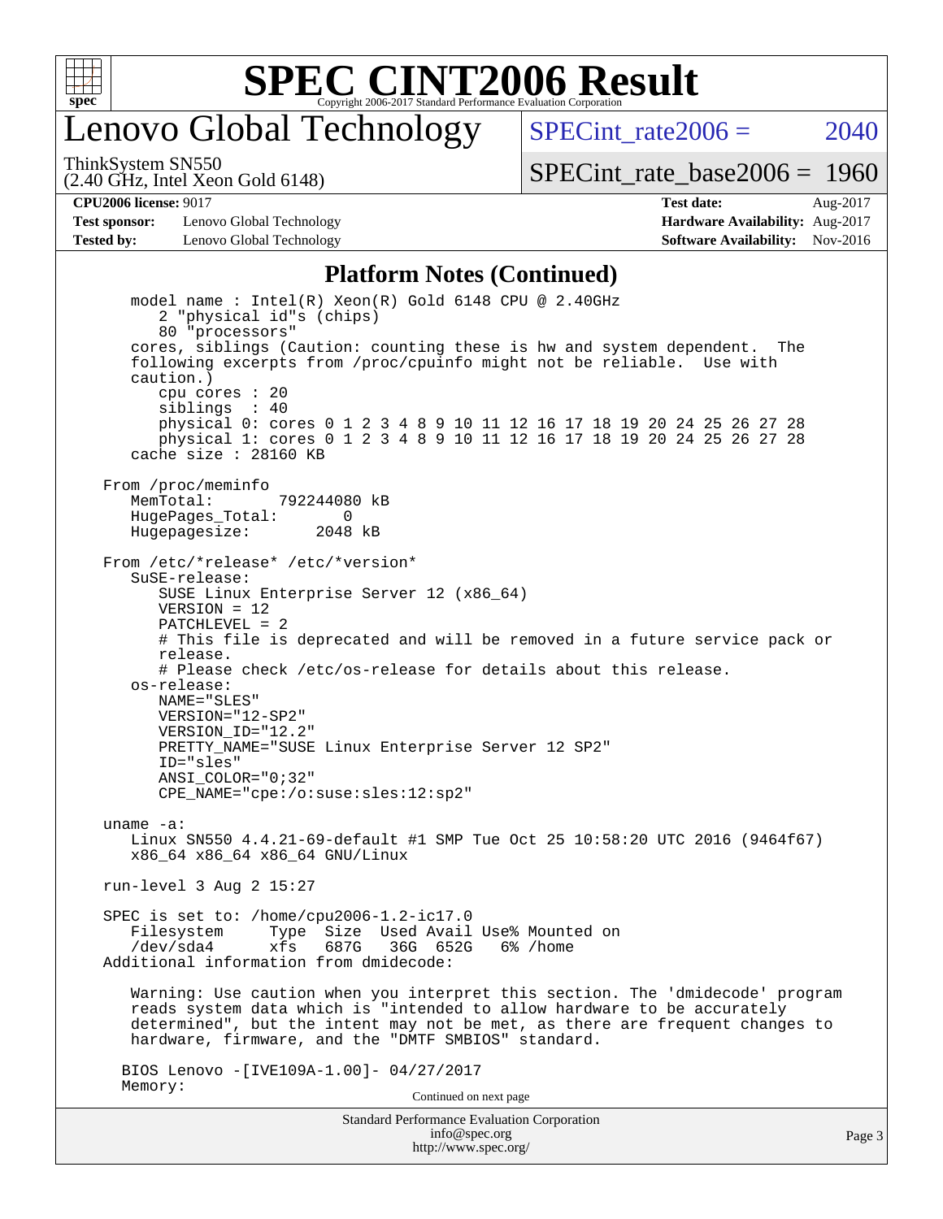# SPEC CINT2006 Result

## Lenovo Global Technology

ThinkSystem SN550
(2.40 GHz, Intel Xeon Gold 6148)

SPECint_rate2006 = 2040

SPECint_rate_base2006 = 1960

| | | | |
|---|---|---|---|
| **CPU2006 license:** 9017 | | **Test date:** | Aug-2017 |
| **Test sponsor:** | Lenovo Global Technology | **Hardware Availability:** | Aug-2017 |
| **Tested by:** | Lenovo Global Technology | **Software Availability:** | Nov-2016 |

### Platform Notes (Continued)

```
   model name : Intel(R) Xeon(R) Gold 6148 CPU @ 2.40GHz
      2 "physical id"s (chips)
      80 "processors"
   cores, siblings (Caution: counting these is hw and system dependent.  The
   following excerpts from /proc/cpuinfo might not be reliable.  Use with
   caution.)
      cpu cores : 20
      siblings  : 40
      physical 0: cores 0 1 2 3 4 8 9 10 11 12 16 17 18 19 20 24 25 26 27 28
      physical 1: cores 0 1 2 3 4 8 9 10 11 12 16 17 18 19 20 24 25 26 27 28
   cache size : 28160 KB

From /proc/meminfo
   MemTotal:       792244080 kB
   HugePages_Total:       0
   Hugepagesize:       2048 kB

From /etc/*release* /etc/*version*
   SuSE-release:
      SUSE Linux Enterprise Server 12 (x86_64)
      VERSION = 12
      PATCHLEVEL = 2
      # This file is deprecated and will be removed in a future service pack or
      release.
      # Please check /etc/os-release for details about this release.
   os-release:
      NAME="SLES"
      VERSION="12-SP2"
      VERSION_ID="12.2"
      PRETTY_NAME="SUSE Linux Enterprise Server 12 SP2"
      ID="sles"
      ANSI_COLOR="0;32"
      CPE_NAME="cpe:/o:suse:sles:12:sp2"

uname -a:
   Linux SN550 4.4.21-69-default #1 SMP Tue Oct 25 10:58:20 UTC 2016 (9464f67)
   x86_64 x86_64 x86_64 GNU/Linux

run-level 3 Aug 2 15:27

SPEC is set to: /home/cpu2006-1.2-ic17.0
   Filesystem     Type  Size  Used Avail Use% Mounted on
   /dev/sda4      xfs   687G   36G  652G   6% /home
Additional information from dmidecode:

   Warning: Use caution when you interpret this section. The 'dmidecode' program
   reads system data which is "intended to allow hardware to be accurately
   determined", but the intent may not be met, as there are frequent changes to
   hardware, firmware, and the "DMTF SMBIOS" standard.

  BIOS Lenovo -[IVE109A-1.00]- 04/27/2017
  Memory:
```

Continued on next page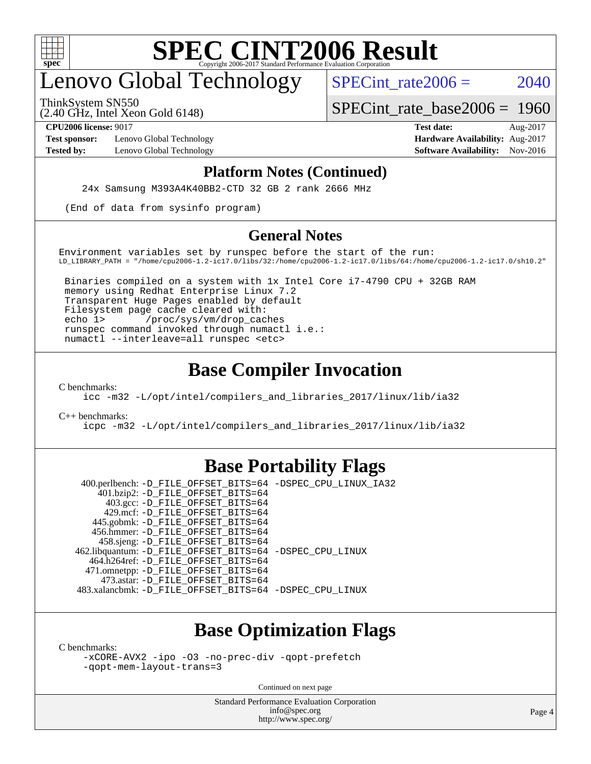## Platform Notes (Continued)

```
    24x Samsung M393A4K40BB2-CTD 32 GB 2 rank 2666 MHz

 (End of data from sysinfo program)
```

## General Notes

```
Environment variables set by runspec before the start of the run:
LD_LIBRARY_PATH = "/home/cpu2006-1.2-ic17.0/libs/32:/home/cpu2006-1.2-ic17.0/libs/64:/home/cpu2006-1.2-ic17.0/sh10.2"

 Binaries compiled on a system with 1x Intel Core i7-4790 CPU + 32GB RAM
 memory using Redhat Enterprise Linux 7.2
 Transparent Huge Pages enabled by default
 Filesystem page cache cleared with:
 echo 1>       /proc/sys/vm/drop_caches
 runspec command invoked through numactl i.e.:
 numactl --interleave=all runspec <etc>
```

## Base Compiler Invocation

C benchmarks:
```
icc -m32 -L/opt/intel/compilers_and_libraries_2017/linux/lib/ia32
```

C++ benchmarks:
```
icpc -m32 -L/opt/intel/compilers_and_libraries_2017/linux/lib/ia32
```

## Base Portability Flags

| Benchmark | Flags |
|---|---|
| 400.perlbench: | -D_FILE_OFFSET_BITS=64 -DSPEC_CPU_LINUX_IA32 |
| 401.bzip2: | -D_FILE_OFFSET_BITS=64 |
| 403.gcc: | -D_FILE_OFFSET_BITS=64 |
| 429.mcf: | -D_FILE_OFFSET_BITS=64 |
| 445.gobmk: | -D_FILE_OFFSET_BITS=64 |
| 456.hmmer: | -D_FILE_OFFSET_BITS=64 |
| 458.sjeng: | -D_FILE_OFFSET_BITS=64 |
| 462.libquantum: | -D_FILE_OFFSET_BITS=64 -DSPEC_CPU_LINUX |
| 464.h264ref: | -D_FILE_OFFSET_BITS=64 |
| 471.omnetpp: | -D_FILE_OFFSET_BITS=64 |
| 473.astar: | -D_FILE_OFFSET_BITS=64 |
| 483.xalancbmk: | -D_FILE_OFFSET_BITS=64 -DSPEC_CPU_LINUX |

## Base Optimization Flags

C benchmarks:
```
-xCORE-AVX2 -ipo -O3 -no-prec-div -qopt-prefetch
-qopt-mem-layout-trans=3
```

Continued on next page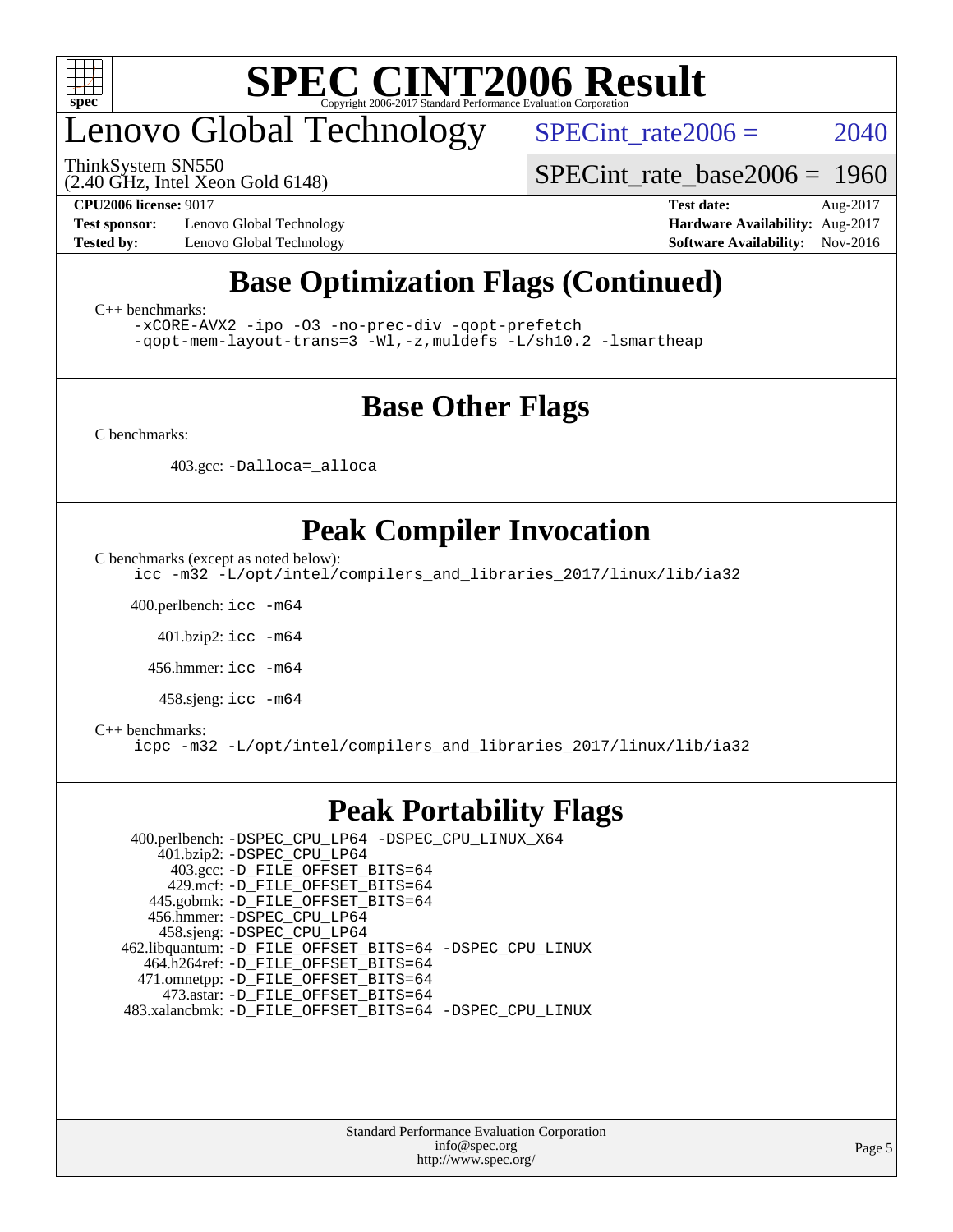# SPEC CINT2006 Result

## Lenovo Global Technology

ThinkSystem SN550
(2.40 GHz, Intel Xeon Gold 6148)

SPECint_rate2006 = 2040
SPECint_rate_base2006 = 1960

**CPU2006 license:** 9017
**Test sponsor:** Lenovo Global Technology
**Tested by:** Lenovo Global Technology

**Test date:** Aug-2017
**Hardware Availability:** Aug-2017
**Software Availability:** Nov-2016

## Base Optimization Flags (Continued)

C++ benchmarks:

```
-xCORE-AVX2 -ipo -O3 -no-prec-div -qopt-prefetch
-qopt-mem-layout-trans=3 -Wl,-z,muldefs -L/sh10.2 -lsmartheap
```

## Base Other Flags

C benchmarks:

403.gcc: `-Dalloca=_alloca`

## Peak Compiler Invocation

C benchmarks (except as noted below):

```
icc -m32 -L/opt/intel/compilers_and_libraries_2017/linux/lib/ia32
```

400.perlbench: `icc -m64`

401.bzip2: `icc -m64`

456.hmmer: `icc -m64`

458.sjeng: `icc -m64`

C++ benchmarks:

```
icpc -m32 -L/opt/intel/compilers_and_libraries_2017/linux/lib/ia32
```

## Peak Portability Flags

400.perlbench: `-DSPEC_CPU_LP64 -DSPEC_CPU_LINUX_X64`
401.bzip2: `-DSPEC_CPU_LP64`
403.gcc: `-D_FILE_OFFSET_BITS=64`
429.mcf: `-D_FILE_OFFSET_BITS=64`
445.gobmk: `-D_FILE_OFFSET_BITS=64`
456.hmmer: `-DSPEC_CPU_LP64`
458.sjeng: `-DSPEC_CPU_LP64`
462.libquantum: `-D_FILE_OFFSET_BITS=64 -DSPEC_CPU_LINUX`
464.h264ref: `-D_FILE_OFFSET_BITS=64`
471.omnetpp: `-D_FILE_OFFSET_BITS=64`
473.astar: `-D_FILE_OFFSET_BITS=64`
483.xalancbmk: `-D_FILE_OFFSET_BITS=64 -DSPEC_CPU_LINUX`

Standard Performance Evaluation Corporation
info@spec.org
http://www.spec.org/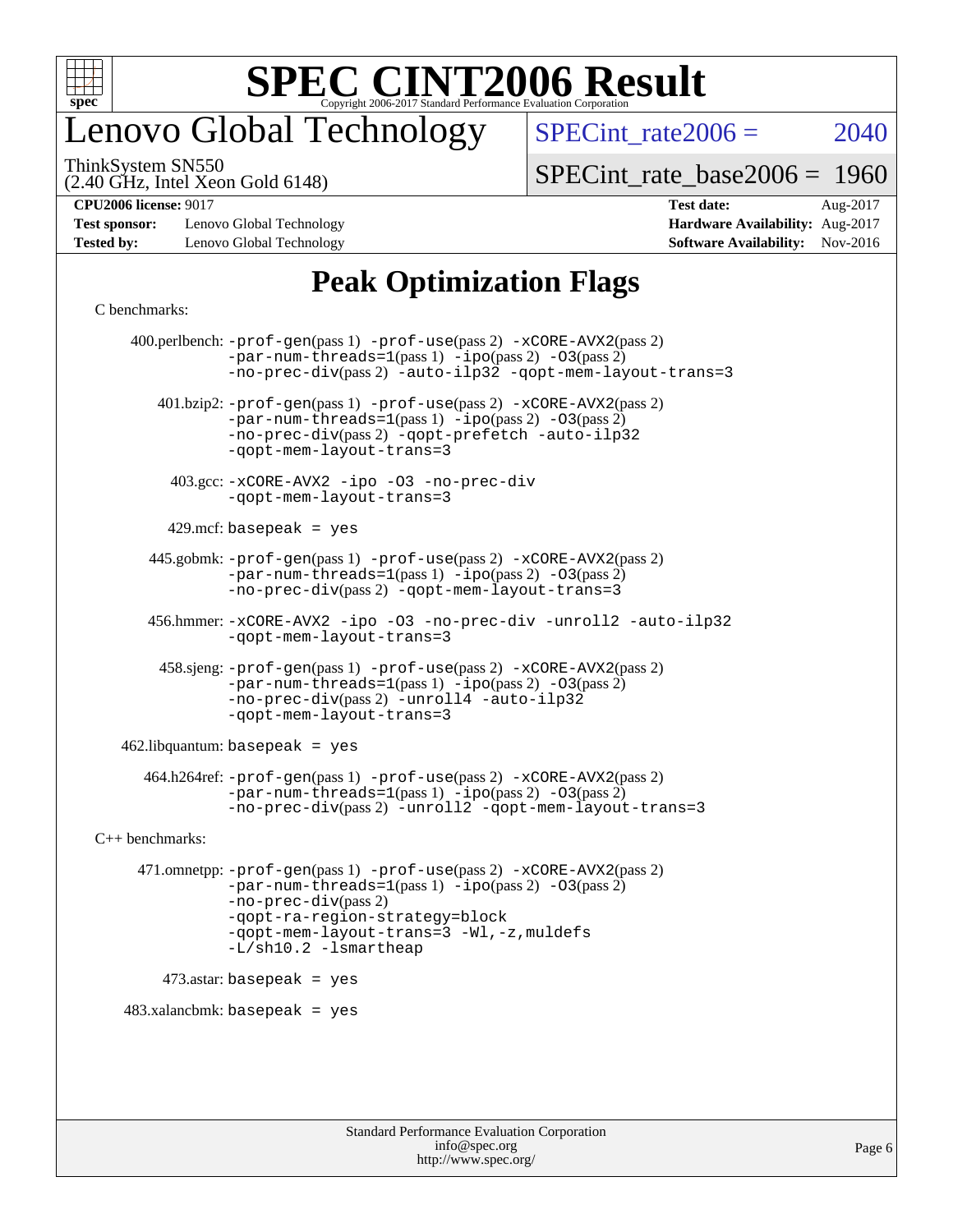# SPEC CINT2006 Result

Copyright 2006-2017 Standard Performance Evaluation Corporation

# Lenovo Global Technology

ThinkSystem SN550
(2.40 GHz, Intel Xeon Gold 6148)

SPECint_rate2006 = 2040

SPECint_rate_base2006 = 1960

**CPU2006 license:** 9017
**Test sponsor:** Lenovo Global Technology
**Tested by:** Lenovo Global Technology

**Test date:** Aug-2017
**Hardware Availability:** Aug-2017
**Software Availability:** Nov-2016

## Peak Optimization Flags

C benchmarks:

400.perlbench: -prof-gen(pass 1) -prof-use(pass 2) -xCORE-AVX2(pass 2) -par-num-threads=1(pass 1) -ipo(pass 2) -O3(pass 2) -no-prec-div(pass 2) -auto-ilp32 -qopt-mem-layout-trans=3

401.bzip2: -prof-gen(pass 1) -prof-use(pass 2) -xCORE-AVX2(pass 2) -par-num-threads=1(pass 1) -ipo(pass 2) -O3(pass 2) -no-prec-div(pass 2) -qopt-prefetch -auto-ilp32 -qopt-mem-layout-trans=3

403.gcc: -xCORE-AVX2 -ipo -O3 -no-prec-div -qopt-mem-layout-trans=3

429.mcf: basepeak = yes

445.gobmk: -prof-gen(pass 1) -prof-use(pass 2) -xCORE-AVX2(pass 2) -par-num-threads=1(pass 1) -ipo(pass 2) -O3(pass 2) -no-prec-div(pass 2) -qopt-mem-layout-trans=3

456.hmmer: -xCORE-AVX2 -ipo -O3 -no-prec-div -unroll2 -auto-ilp32 -qopt-mem-layout-trans=3

458.sjeng: -prof-gen(pass 1) -prof-use(pass 2) -xCORE-AVX2(pass 2) -par-num-threads=1(pass 1) -ipo(pass 2) -O3(pass 2) -no-prec-div(pass 2) -unroll4 -auto-ilp32 -qopt-mem-layout-trans=3

462.libquantum: basepeak = yes

464.h264ref: -prof-gen(pass 1) -prof-use(pass 2) -xCORE-AVX2(pass 2) -par-num-threads=1(pass 1) -ipo(pass 2) -O3(pass 2) -no-prec-div(pass 2) -unroll2 -qopt-mem-layout-trans=3

C++ benchmarks:

471.omnetpp: -prof-gen(pass 1) -prof-use(pass 2) -xCORE-AVX2(pass 2) -par-num-threads=1(pass 1) -ipo(pass 2) -O3(pass 2) -no-prec-div(pass 2) -qopt-ra-region-strategy=block -qopt-mem-layout-trans=3 -Wl,-z,muldefs -L/sh10.2 -lsmartheap

473.astar: basepeak = yes

483.xalancbmk: basepeak = yes

Standard Performance Evaluation Corporation
info@spec.org
http://www.spec.org/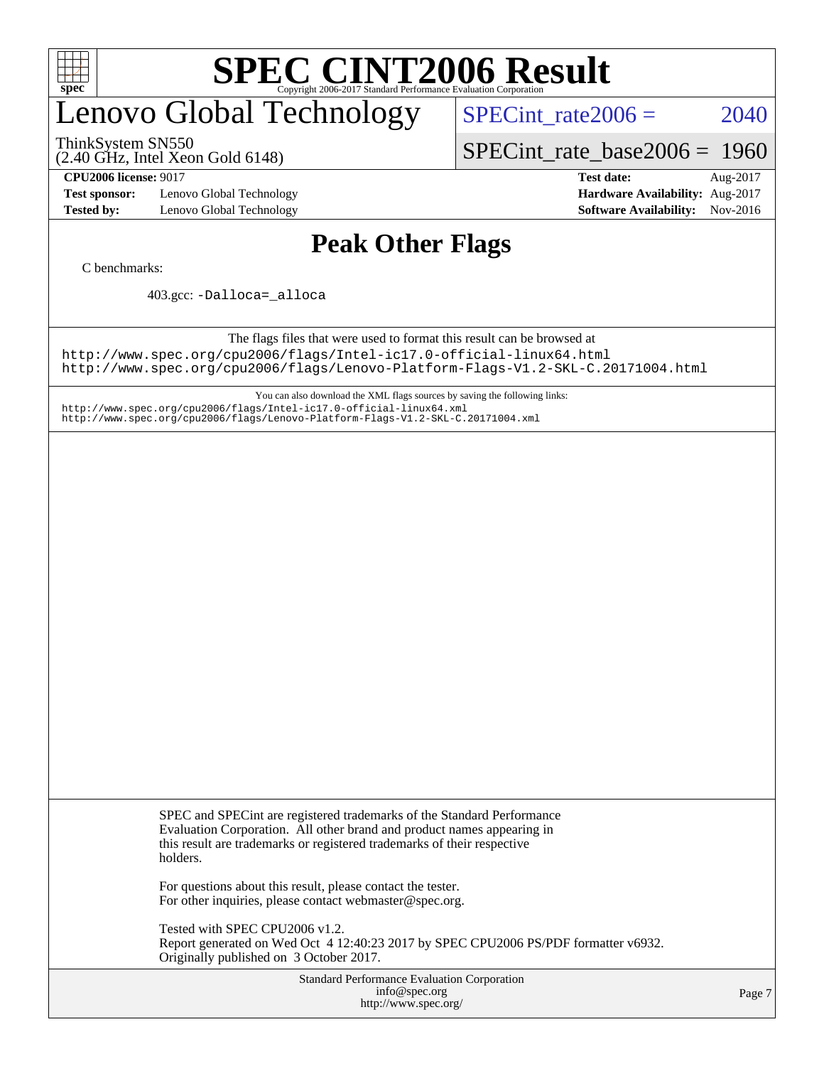# SPEC CINT2006 Result

Copyright 2006-2017 Standard Performance Evaluation Corporation

# Lenovo Global Technology

ThinkSystem SN550
(2.40 GHz, Intel Xeon Gold 6148)

SPECint_rate2006 = 2040

SPECint_rate_base2006 = 1960

**CPU2006 license:** 9017
**Test sponsor:** Lenovo Global Technology
**Tested by:** Lenovo Global Technology

**Test date:** Aug-2017
**Hardware Availability:** Aug-2017
**Software Availability:** Nov-2016

## Peak Other Flags

C benchmarks:

403.gcc: -Dalloca=_alloca

The flags files that were used to format this result can be browsed at
http://www.spec.org/cpu2006/flags/Intel-ic17.0-official-linux64.html
http://www.spec.org/cpu2006/flags/Lenovo-Platform-Flags-V1.2-SKL-C.20171004.html

You can also download the XML flags sources by saving the following links:
http://www.spec.org/cpu2006/flags/Intel-ic17.0-official-linux64.xml
http://www.spec.org/cpu2006/flags/Lenovo-Platform-Flags-V1.2-SKL-C.20171004.xml

SPEC and SPECint are registered trademarks of the Standard Performance Evaluation Corporation. All other brand and product names appearing in this result are trademarks or registered trademarks of their respective holders.

For questions about this result, please contact the tester.
For other inquiries, please contact webmaster@spec.org.

Tested with SPEC CPU2006 v1.2.
Report generated on Wed Oct 4 12:40:23 2017 by SPEC CPU2006 PS/PDF formatter v6932.
Originally published on 3 October 2017.

Standard Performance Evaluation Corporation
info@spec.org
http://www.spec.org/